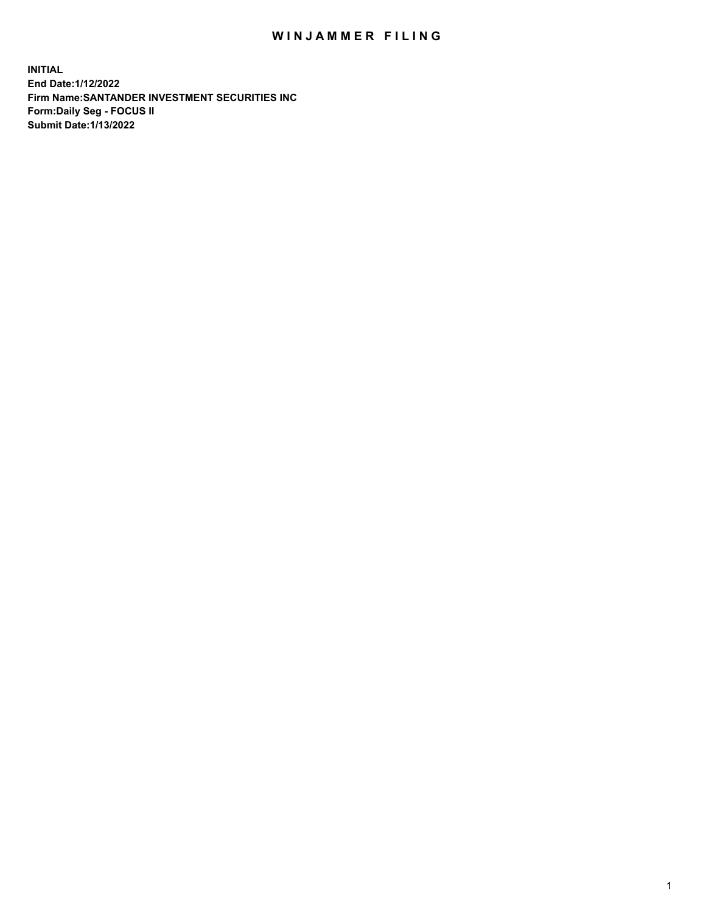# WINJAMMER FILING

**INITIAL**
**End Date:1/12/2022**
**Firm Name:SANTANDER INVESTMENT SECURITIES INC**
**Form:Daily Seg - FOCUS II**
**Submit Date:1/13/2022**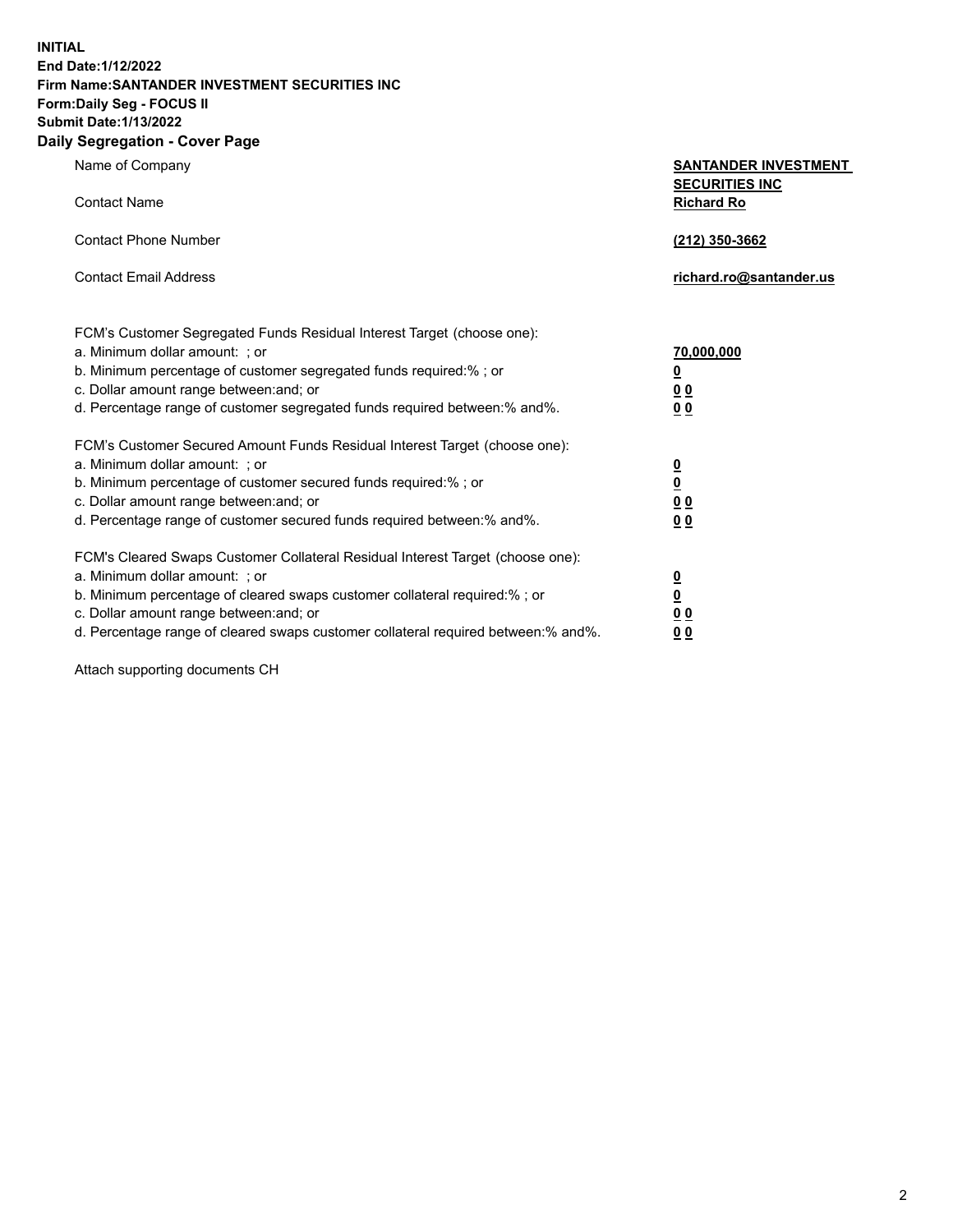**INITIAL**
**End Date:1/12/2022**
**Firm Name:SANTANDER INVESTMENT SECURITIES INC**
**Form:Daily Seg - FOCUS II**
**Submit Date:1/13/2022**

## Daily Segregation - Cover Page

| | |
|---|---|
| Name of Company | **SANTANDER INVESTMENT SECURITIES INC** |
| Contact Name | **Richard Ro** |
| Contact Phone Number | **(212) 350-3662** |
| Contact Email Address | **richard.ro@santander.us** |

FCM's Customer Segregated Funds Residual Interest Target (choose one):

| | |
|---|---|
| a. Minimum dollar amount: ; or | **70,000,000** |
| b. Minimum percentage of customer segregated funds required:% ; or | **0** |
| c. Dollar amount range between:and; or | **0 0** |
| d. Percentage range of customer segregated funds required between:% and%. | **0 0** |

FCM's Customer Secured Amount Funds Residual Interest Target (choose one):

| | |
|---|---|
| a. Minimum dollar amount: ; or | **0** |
| b. Minimum percentage of customer secured funds required:% ; or | **0** |
| c. Dollar amount range between:and; or | **0 0** |
| d. Percentage range of customer secured funds required between:% and%. | **0 0** |

FCM's Cleared Swaps Customer Collateral Residual Interest Target (choose one):

| | |
|---|---|
| a. Minimum dollar amount: ; or | **0** |
| b. Minimum percentage of cleared swaps customer collateral required:% ; or | **0** |
| c. Dollar amount range between:and; or | **0 0** |
| d. Percentage range of cleared swaps customer collateral required between:% and%. | **0 0** |

Attach supporting documents CH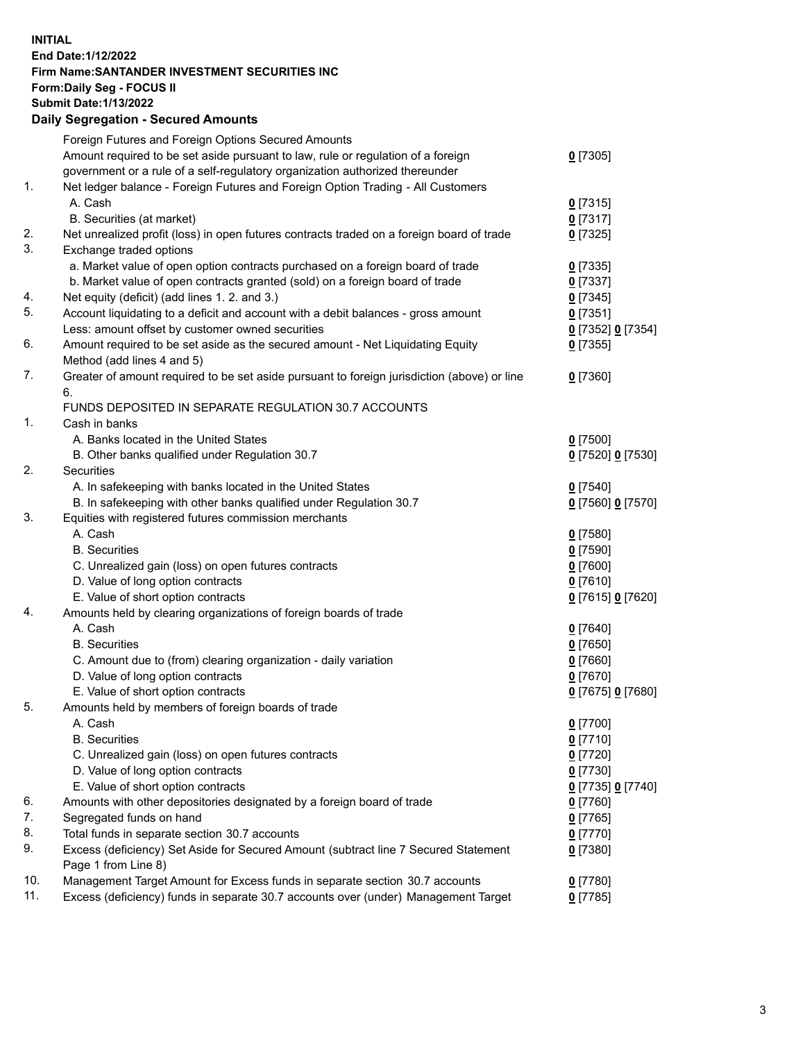**INITIAL**
**End Date:1/12/2022**
**Firm Name:SANTANDER INVESTMENT SECURITIES INC**
**Form:Daily Seg - FOCUS II**
**Submit Date:1/13/2022**

## Daily Segregation - Secured Amounts

| | | |
|---|---|---|
| | Foreign Futures and Foreign Options Secured Amounts | |
| | Amount required to be set aside pursuant to law, rule or regulation of a foreign government or a rule of a self-regulatory organization authorized thereunder | 0 [7305] |
| 1. | Net ledger balance - Foreign Futures and Foreign Option Trading - All Customers | |
| | A. Cash | 0 [7315] |
| | B. Securities (at market) | 0 [7317] |
| 2. | Net unrealized profit (loss) in open futures contracts traded on a foreign board of trade | 0 [7325] |
| 3. | Exchange traded options | |
| | a. Market value of open option contracts purchased on a foreign board of trade | 0 [7335] |
| | b. Market value of open contracts granted (sold) on a foreign board of trade | 0 [7337] |
| 4. | Net equity (deficit) (add lines 1. 2. and 3.) | 0 [7345] |
| 5. | Account liquidating to a deficit and account with a debit balances - gross amount | 0 [7351] |
| | Less: amount offset by customer owned securities | 0 [7352] 0 [7354] |
| 6. | Amount required to be set aside as the secured amount - Net Liquidating Equity Method (add lines 4 and 5) | 0 [7355] |
| 7. | Greater of amount required to be set aside pursuant to foreign jurisdiction (above) or line 6. | 0 [7360] |
| | FUNDS DEPOSITED IN SEPARATE REGULATION 30.7 ACCOUNTS | |
| 1. | Cash in banks | |
| | A. Banks located in the United States | 0 [7500] |
| | B. Other banks qualified under Regulation 30.7 | 0 [7520] 0 [7530] |
| 2. | Securities | |
| | A. In safekeeping with banks located in the United States | 0 [7540] |
| | B. In safekeeping with other banks qualified under Regulation 30.7 | 0 [7560] 0 [7570] |
| 3. | Equities with registered futures commission merchants | |
| | A. Cash | 0 [7580] |
| | B. Securities | 0 [7590] |
| | C. Unrealized gain (loss) on open futures contracts | 0 [7600] |
| | D. Value of long option contracts | 0 [7610] |
| | E. Value of short option contracts | 0 [7615] 0 [7620] |
| 4. | Amounts held by clearing organizations of foreign boards of trade | |
| | A. Cash | 0 [7640] |
| | B. Securities | 0 [7650] |
| | C. Amount due to (from) clearing organization - daily variation | 0 [7660] |
| | D. Value of long option contracts | 0 [7670] |
| | E. Value of short option contracts | 0 [7675] 0 [7680] |
| 5. | Amounts held by members of foreign boards of trade | |
| | A. Cash | 0 [7700] |
| | B. Securities | 0 [7710] |
| | C. Unrealized gain (loss) on open futures contracts | 0 [7720] |
| | D. Value of long option contracts | 0 [7730] |
| | E. Value of short option contracts | 0 [7735] 0 [7740] |
| 6. | Amounts with other depositories designated by a foreign board of trade | 0 [7760] |
| 7. | Segregated funds on hand | 0 [7765] |
| 8. | Total funds in separate section 30.7 accounts | 0 [7770] |
| 9. | Excess (deficiency) Set Aside for Secured Amount (subtract line 7 Secured Statement Page 1 from Line 8) | 0 [7380] |
| 10. | Management Target Amount for Excess funds in separate section 30.7 accounts | 0 [7780] |
| 11. | Excess (deficiency) funds in separate 30.7 accounts over (under) Management Target | 0 [7785] |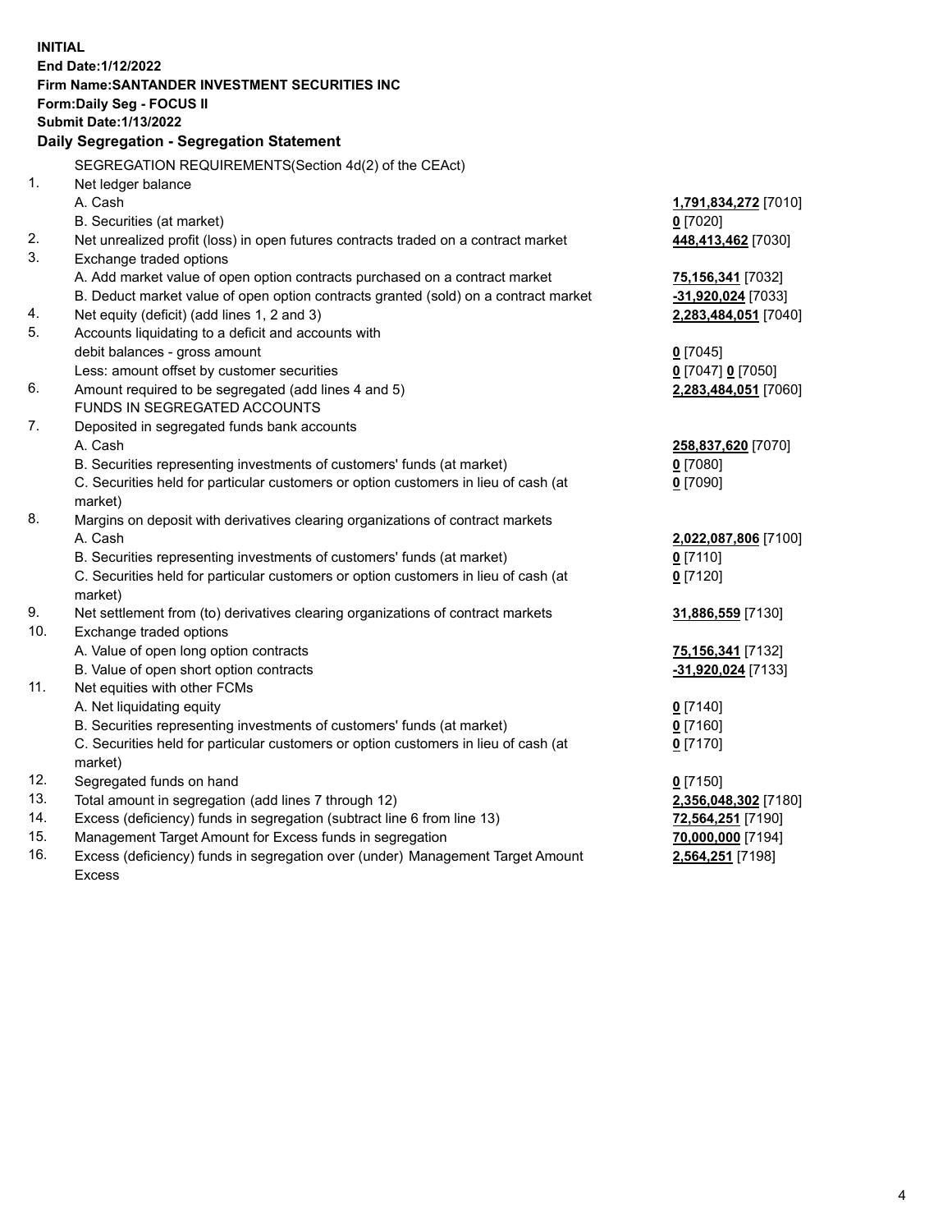**INITIAL**
**End Date:1/12/2022**
**Firm Name:SANTANDER INVESTMENT SECURITIES INC**
**Form:Daily Seg - FOCUS II**
**Submit Date:1/13/2022**

## Daily Segregation - Segregation Statement

SEGREGATION REQUIREMENTS(Section 4d(2) of the CEAct)

| | | |
|---|---|---|
| 1. | Net ledger balance | |
| | A. Cash | **1,791,834,272** [7010] |
| | B. Securities (at market) | **0** [7020] |
| 2. | Net unrealized profit (loss) in open futures contracts traded on a contract market | **448,413,462** [7030] |
| 3. | Exchange traded options | |
| | A. Add market value of open option contracts purchased on a contract market | **75,156,341** [7032] |
| | B. Deduct market value of open option contracts granted (sold) on a contract market | **-31,920,024** [7033] |
| 4. | Net equity (deficit) (add lines 1, 2 and 3) | **2,283,484,051** [7040] |
| 5. | Accounts liquidating to a deficit and accounts with | |
| | debit balances - gross amount | **0** [7045] |
| | Less: amount offset by customer securities | **0** [7047] **0** [7050] |
| 6. | Amount required to be segregated (add lines 4 and 5) | **2,283,484,051** [7060] |
| | FUNDS IN SEGREGATED ACCOUNTS | |
| 7. | Deposited in segregated funds bank accounts | |
| | A. Cash | **258,837,620** [7070] |
| | B. Securities representing investments of customers' funds (at market) | **0** [7080] |
| | C. Securities held for particular customers or option customers in lieu of cash (at market) | **0** [7090] |
| 8. | Margins on deposit with derivatives clearing organizations of contract markets | |
| | A. Cash | **2,022,087,806** [7100] |
| | B. Securities representing investments of customers' funds (at market) | **0** [7110] |
| | C. Securities held for particular customers or option customers in lieu of cash (at market) | **0** [7120] |
| 9. | Net settlement from (to) derivatives clearing organizations of contract markets | **31,886,559** [7130] |
| 10. | Exchange traded options | |
| | A. Value of open long option contracts | **75,156,341** [7132] |
| | B. Value of open short option contracts | **-31,920,024** [7133] |
| 11. | Net equities with other FCMs | |
| | A. Net liquidating equity | **0** [7140] |
| | B. Securities representing investments of customers' funds (at market) | **0** [7160] |
| | C. Securities held for particular customers or option customers in lieu of cash (at market) | **0** [7170] |
| 12. | Segregated funds on hand | **0** [7150] |
| 13. | Total amount in segregation (add lines 7 through 12) | **2,356,048,302** [7180] |
| 14. | Excess (deficiency) funds in segregation (subtract line 6 from line 13) | **72,564,251** [7190] |
| 15. | Management Target Amount for Excess funds in segregation | **70,000,000** [7194] |
| 16. | Excess (deficiency) funds in segregation over (under) Management Target Amount Excess | **2,564,251** [7198] |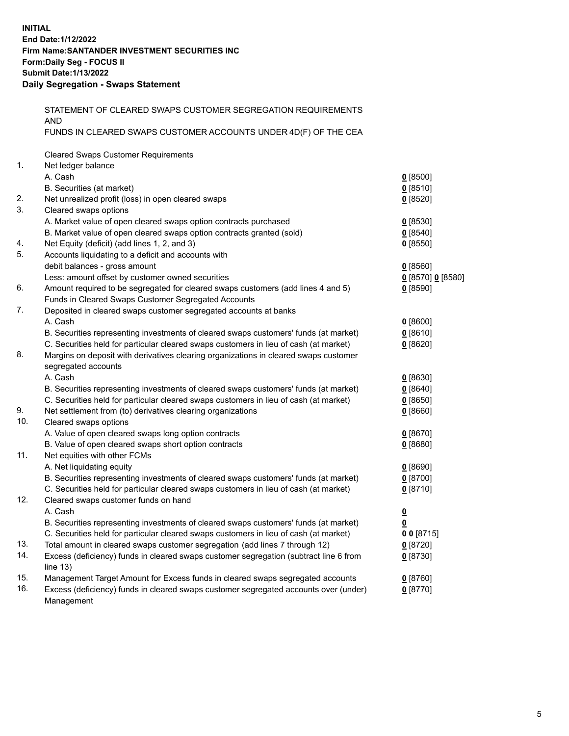**INITIAL**
**End Date:1/12/2022**
**Firm Name:SANTANDER INVESTMENT SECURITIES INC**
**Form:Daily Seg - FOCUS II**
**Submit Date:1/13/2022**
**Daily Segregation - Swaps Statement**

STATEMENT OF CLEARED SWAPS CUSTOMER SEGREGATION REQUIREMENTS AND FUNDS IN CLEARED SWAPS CUSTOMER ACCOUNTS UNDER 4D(F) OF THE CEA

| | | |
|---|---|---|
| | Cleared Swaps Customer Requirements | |
| 1. | Net ledger balance | |
| | A. Cash | 0 [8500] |
| | B. Securities (at market) | 0 [8510] |
| 2. | Net unrealized profit (loss) in open cleared swaps | 0 [8520] |
| 3. | Cleared swaps options | |
| | A. Market value of open cleared swaps option contracts purchased | 0 [8530] |
| | B. Market value of open cleared swaps option contracts granted (sold) | 0 [8540] |
| 4. | Net Equity (deficit) (add lines 1, 2, and 3) | 0 [8550] |
| 5. | Accounts liquidating to a deficit and accounts with | |
| | debit balances - gross amount | 0 [8560] |
| | Less: amount offset by customer owned securities | 0 [8570] 0 [8580] |
| 6. | Amount required to be segregated for cleared swaps customers (add lines 4 and 5) | 0 [8590] |
| | Funds in Cleared Swaps Customer Segregated Accounts | |
| 7. | Deposited in cleared swaps customer segregated accounts at banks | |
| | A. Cash | 0 [8600] |
| | B. Securities representing investments of cleared swaps customers' funds (at market) | 0 [8610] |
| | C. Securities held for particular cleared swaps customers in lieu of cash (at market) | 0 [8620] |
| 8. | Margins on deposit with derivatives clearing organizations in cleared swaps customer segregated accounts | |
| | A. Cash | 0 [8630] |
| | B. Securities representing investments of cleared swaps customers' funds (at market) | 0 [8640] |
| | C. Securities held for particular cleared swaps customers in lieu of cash (at market) | 0 [8650] |
| 9. | Net settlement from (to) derivatives clearing organizations | 0 [8660] |
| 10. | Cleared swaps options | |
| | A. Value of open cleared swaps long option contracts | 0 [8670] |
| | B. Value of open cleared swaps short option contracts | 0 [8680] |
| 11. | Net equities with other FCMs | |
| | A. Net liquidating equity | 0 [8690] |
| | B. Securities representing investments of cleared swaps customers' funds (at market) | 0 [8700] |
| | C. Securities held for particular cleared swaps customers in lieu of cash (at market) | 0 [8710] |
| 12. | Cleared swaps customer funds on hand | |
| | A. Cash | 0 |
| | B. Securities representing investments of cleared swaps customers' funds (at market) | 0 |
| | C. Securities held for particular cleared swaps customers in lieu of cash (at market) | 0 0 [8715] |
| 13. | Total amount in cleared swaps customer segregation (add lines 7 through 12) | 0 [8720] |
| 14. | Excess (deficiency) funds in cleared swaps customer segregation (subtract line 6 from line 13) | 0 [8730] |
| 15. | Management Target Amount for Excess funds in cleared swaps segregated accounts | 0 [8760] |
| 16. | Excess (deficiency) funds in cleared swaps customer segregated accounts over (under) Management | 0 [8770] |